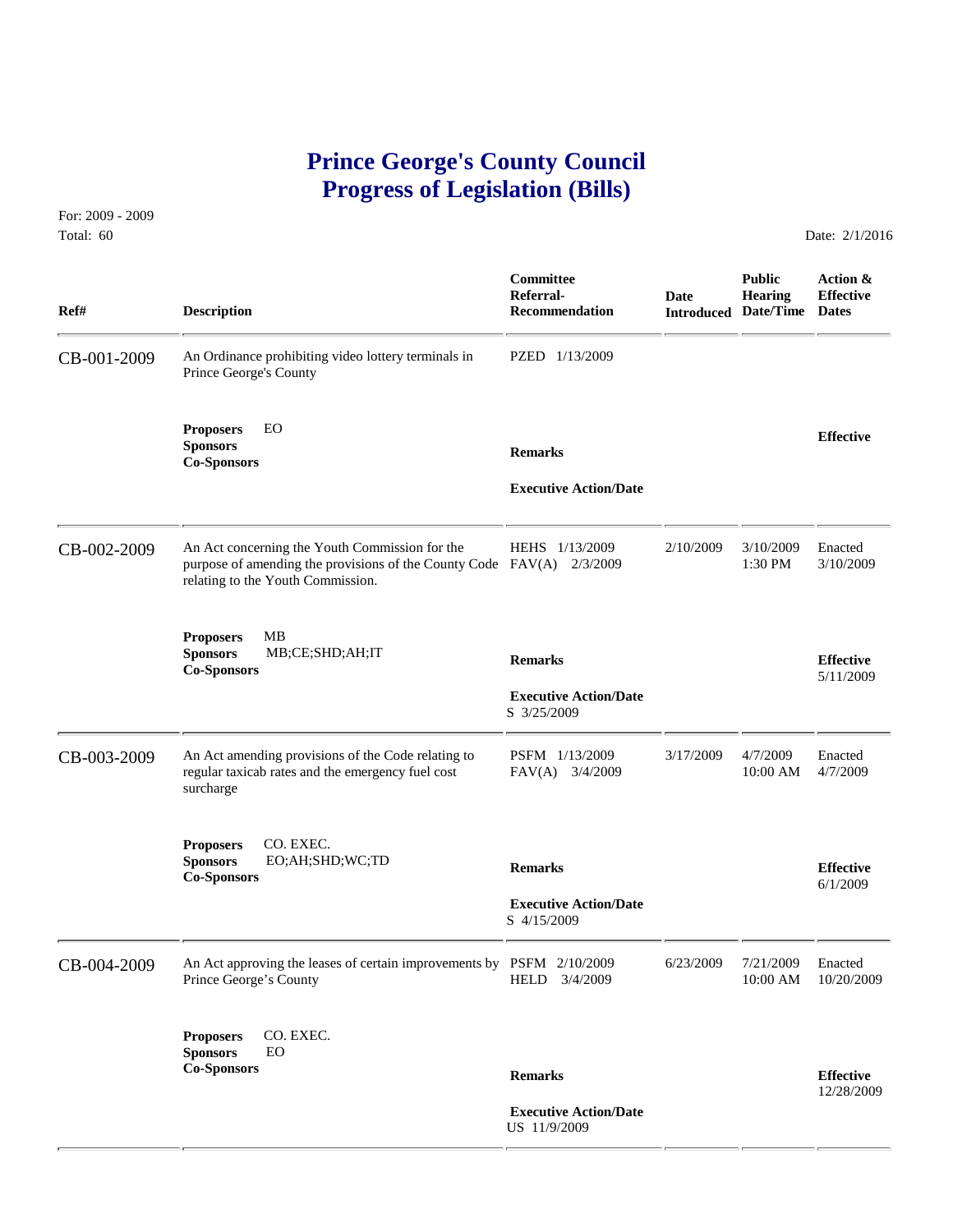# Prince George's County Council
# Progress of Legislation (Bills)

For: 2009 - 2009
Total: 60

Date: 2/1/2016

| Ref# | Description | Committee Referral-Recommendation | Date Introduced | Public Hearing Date/Time | Action & Effective Dates |
|---|---|---|---|---|---|
| CB-001-2009 | An Ordinance prohibiting video lottery terminals in Prince George's County | PZED 1/13/2009 | | | |
| | **Proposers** EO<br>**Sponsors**<br>**Co-Sponsors** | **Remarks**<br><br>**Executive Action/Date** | | | **Effective** |
| CB-002-2009 | An Act concerning the Youth Commission for the purpose of amending the provisions of the County Code relating to the Youth Commission. | HEHS 1/13/2009<br>FAV(A) 2/3/2009 | 2/10/2009 | 3/10/2009 1:30 PM | Enacted 3/10/2009 |
| | **Proposers** MB<br>**Sponsors** MB;CE;SHD;AH;IT<br>**Co-Sponsors** | **Remarks**<br><br>**Executive Action/Date**<br>S 3/25/2009 | | | **Effective** 5/11/2009 |
| CB-003-2009 | An Act amending provisions of the Code relating to regular taxicab rates and the emergency fuel cost surcharge | PSFM 1/13/2009<br>FAV(A) 3/4/2009 | 3/17/2009 | 4/7/2009 10:00 AM | Enacted 4/7/2009 |
| | **Proposers** CO. EXEC.<br>**Sponsors** EO;AH;SHD;WC;TD<br>**Co-Sponsors** | **Remarks**<br><br>**Executive Action/Date**<br>S 4/15/2009 | | | **Effective** 6/1/2009 |
| CB-004-2009 | An Act approving the leases of certain improvements by Prince George's County | PSFM 2/10/2009<br>HELD 3/4/2009 | 6/23/2009 | 7/21/2009 10:00 AM | Enacted 10/20/2009 |
| | **Proposers** CO. EXEC.<br>**Sponsors** EO<br>**Co-Sponsors** | **Remarks**<br><br>**Executive Action/Date**<br>US 11/9/2009 | | | **Effective** 12/28/2009 |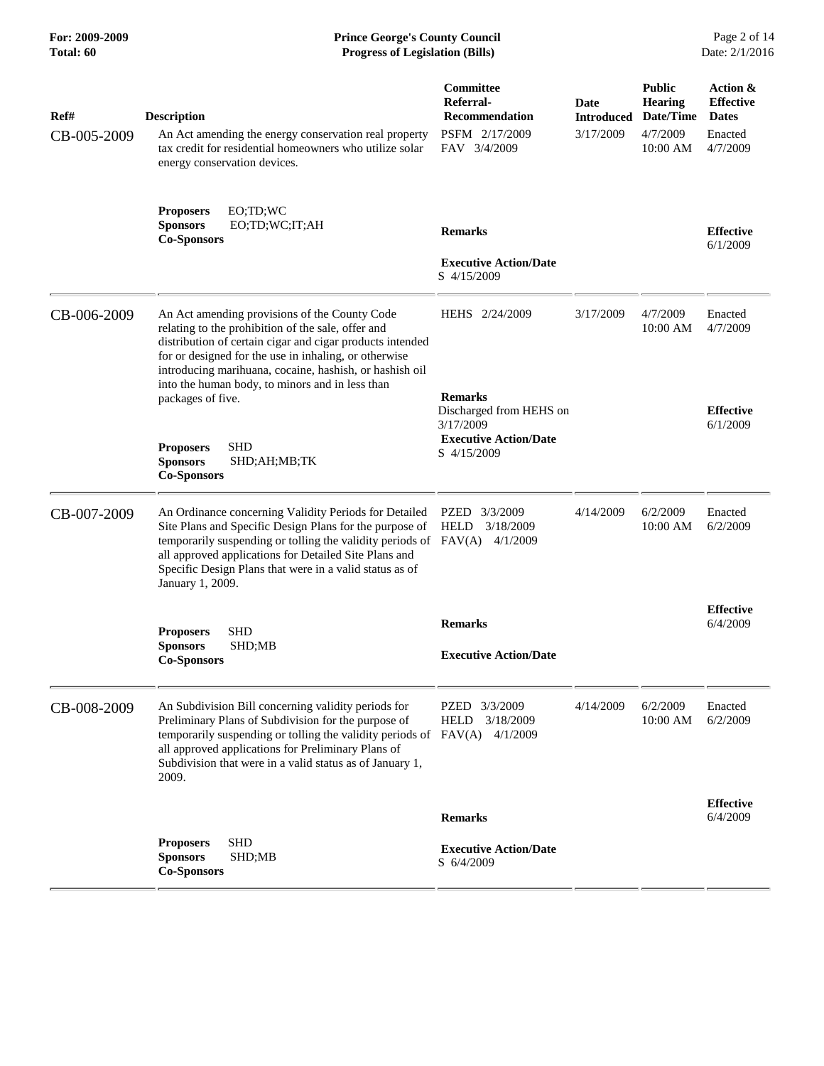| Ref# | Description | Committee Referral-Recommendation | Date Introduced | Public Hearing Date/Time | Action & Effective Dates |
|---|---|---|---|---|---|
| CB-005-2009 | An Act amending the energy conservation real property tax credit for residential homeowners who utilize solar energy conservation devices.<br><br>**Proposers** EO;TD;WC<br>**Sponsors** EO;TD;WC;IT;AH<br>**Co-Sponsors** | PSFM 2/17/2009<br>FAV 3/4/2009<br><br>**Remarks**<br><br>**Executive Action/Date**<br>S 4/15/2009 | 3/17/2009 | 4/7/2009<br>10:00 AM | Enacted<br>4/7/2009<br><br>**Effective**<br>6/1/2009 |
| CB-006-2009 | An Act amending provisions of the County Code relating to the prohibition of the sale, offer and distribution of certain cigar and cigar products intended for or designed for the use in inhaling, or otherwise introducing marihuana, cocaine, hashish, or hashish oil into the human body, to minors and in less than packages of five.<br><br>**Proposers** SHD<br>**Sponsors** SHD;AH;MB;TK<br>**Co-Sponsors** | HEHS 2/24/2009<br><br>**Remarks**<br>Discharged from HEHS on 3/17/2009<br>**Executive Action/Date**<br>S 4/15/2009 | 3/17/2009 | 4/7/2009<br>10:00 AM | Enacted<br>4/7/2009<br><br>**Effective**<br>6/1/2009 |
| CB-007-2009 | An Ordinance concerning Validity Periods for Detailed Site Plans and Specific Design Plans for the purpose of temporarily suspending or tolling the validity periods of all approved applications for Detailed Site Plans and Specific Design Plans that were in a valid status as of January 1, 2009.<br><br>**Proposers** SHD<br>**Sponsors** SHD;MB<br>**Co-Sponsors** | PZED 3/3/2009<br>HELD 3/18/2009<br>FAV(A) 4/1/2009<br><br>**Remarks**<br><br>**Executive Action/Date** | 4/14/2009 | 6/2/2009<br>10:00 AM | Enacted<br>6/2/2009<br><br>**Effective**<br>6/4/2009 |
| CB-008-2009 | An Subdivision Bill concerning validity periods for Preliminary Plans of Subdivision for the purpose of temporarily suspending or tolling the validity periods of all approved applications for Preliminary Plans of Subdivision that were in a valid status as of January 1, 2009.<br><br>**Proposers** SHD<br>**Sponsors** SHD;MB<br>**Co-Sponsors** | PZED 3/3/2009<br>HELD 3/18/2009<br>FAV(A) 4/1/2009<br><br>**Remarks**<br><br>**Executive Action/Date**<br>S 6/4/2009 | 4/14/2009 | 6/2/2009<br>10:00 AM | Enacted<br>6/2/2009<br><br>**Effective**<br>6/4/2009 |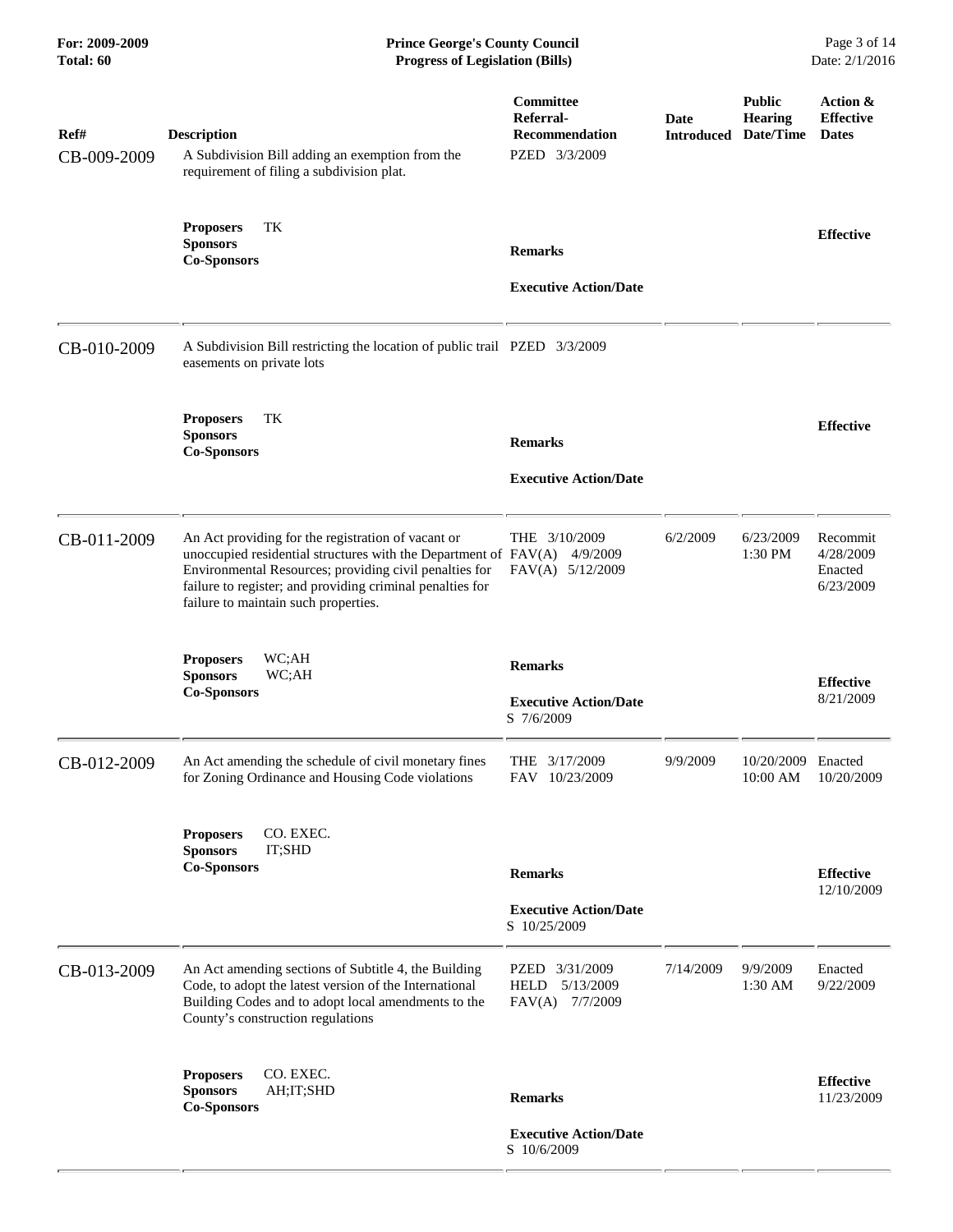| Ref# | Description | Committee Referral-Recommendation | Date Introduced | Public Hearing Date/Time | Action & Effective Dates |
|---|---|---|---|---|---|
| CB-009-2009 | A Subdivision Bill adding an exemption from the requirement of filing a subdivision plat. | PZED 3/3/2009 | | | |
| | **Proposers** TK<br>**Sponsors**<br>**Co-Sponsors** | **Remarks**<br><br>**Executive Action/Date** | | | **Effective** |
| CB-010-2009 | A Subdivision Bill restricting the location of public trail easements on private lots | PZED 3/3/2009 | | | |
| | **Proposers** TK<br>**Sponsors**<br>**Co-Sponsors** | **Remarks**<br><br>**Executive Action/Date** | | | **Effective** |
| CB-011-2009 | An Act providing for the registration of vacant or unoccupied residential structures with the Department of Environmental Resources; providing civil penalties for failure to register; and providing criminal penalties for failure to maintain such properties. | THE 3/10/2009<br>FAV(A) 4/9/2009<br>FAV(A) 5/12/2009 | 6/2/2009 | 6/23/2009<br>1:30 PM | Recommit<br>4/28/2009<br>Enacted<br>6/23/2009 |
| | **Proposers** WC;AH<br>**Sponsors** WC;AH<br>**Co-Sponsors** | **Remarks**<br><br>**Executive Action/Date**<br>S 7/6/2009 | | | **Effective**<br>8/21/2009 |
| CB-012-2009 | An Act amending the schedule of civil monetary fines for Zoning Ordinance and Housing Code violations | THE 3/17/2009<br>FAV 10/23/2009 | 9/9/2009 | 10/20/2009<br>10:00 AM | Enacted<br>10/20/2009 |
| | **Proposers** CO. EXEC.<br>**Sponsors** IT;SHD<br>**Co-Sponsors** | **Remarks**<br><br>**Executive Action/Date**<br>S 10/25/2009 | | | **Effective**<br>12/10/2009 |
| CB-013-2009 | An Act amending sections of Subtitle 4, the Building Code, to adopt the latest version of the International Building Codes and to adopt local amendments to the County's construction regulations | PZED 3/31/2009<br>HELD 5/13/2009<br>FAV(A) 7/7/2009 | 7/14/2009 | 9/9/2009<br>1:30 AM | Enacted<br>9/22/2009 |
| | **Proposers** CO. EXEC.<br>**Sponsors** AH;IT;SHD<br>**Co-Sponsors** | **Remarks**<br><br>**Executive Action/Date**<br>S 10/6/2009 | | | **Effective**<br>11/23/2009 |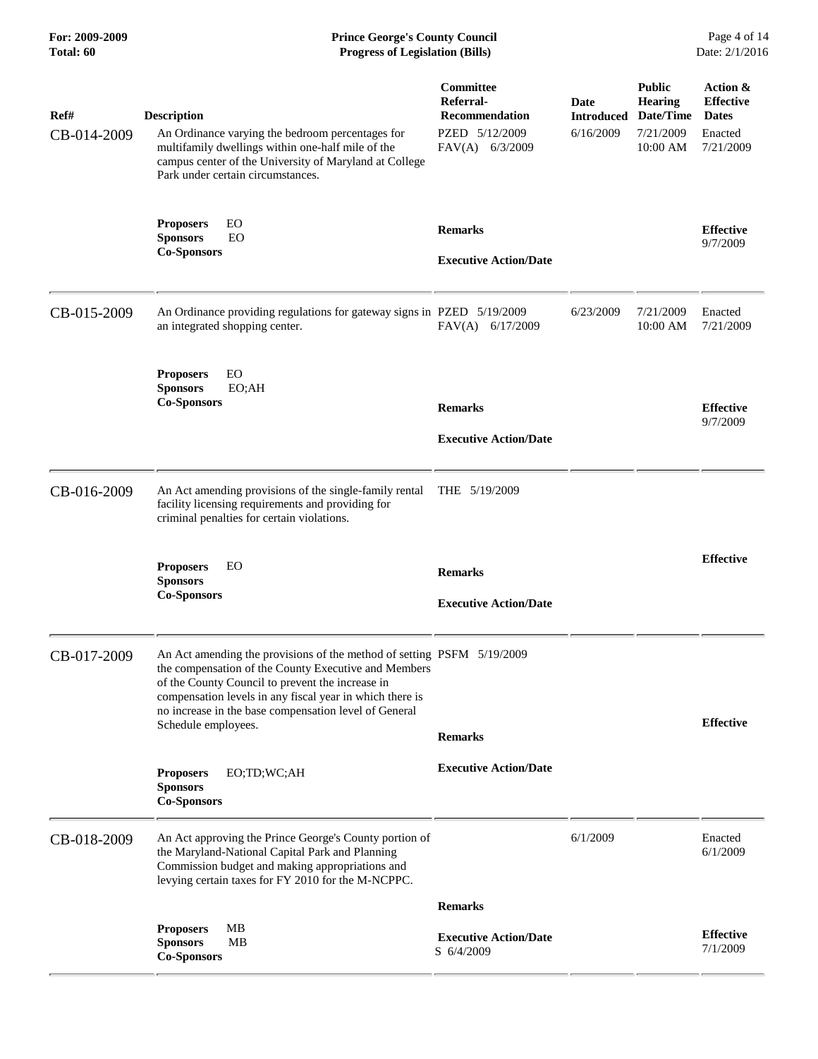| Ref# | Description | Committee Referral-Recommendation | Date Introduced | Public Hearing Date/Time | Action & Effective Dates |
|---|---|---|---|---|---|
| CB-014-2009 | An Ordinance varying the bedroom percentages for multifamily dwellings within one-half mile of the campus center of the University of Maryland at College Park under certain circumstances. | PZED 5/12/2009<br>FAV(A) 6/3/2009 | 6/16/2009 | 7/21/2009<br>10:00 AM | Enacted<br>7/21/2009 |
| | **Proposers** EO<br>**Sponsors** EO<br>**Co-Sponsors** | **Remarks**<br><br>**Executive Action/Date** | | | **Effective**<br>9/7/2009 |
| CB-015-2009 | An Ordinance providing regulations for gateway signs in an integrated shopping center. | PZED 5/19/2009<br>FAV(A) 6/17/2009 | 6/23/2009 | 7/21/2009<br>10:00 AM | Enacted<br>7/21/2009 |
| | **Proposers** EO<br>**Sponsors** EO;AH<br>**Co-Sponsors** | **Remarks**<br><br>**Executive Action/Date** | | | **Effective**<br>9/7/2009 |
| CB-016-2009 | An Act amending provisions of the single-family rental facility licensing requirements and providing for criminal penalties for certain violations. | THE 5/19/2009 | | | |
| | **Proposers** EO<br>**Sponsors**<br>**Co-Sponsors** | **Remarks**<br><br>**Executive Action/Date** | | | **Effective** |
| CB-017-2009 | An Act amending the provisions of the method of setting the compensation of the County Executive and Members of the County Council to prevent the increase in compensation levels in any fiscal year in which there is no increase in the base compensation level of General Schedule employees. | PSFM 5/19/2009 | | | |
| | **Proposers** EO;TD;WC;AH<br>**Sponsors**<br>**Co-Sponsors** | **Remarks**<br><br>**Executive Action/Date** | | | **Effective** |
| CB-018-2009 | An Act approving the Prince George's County portion of the Maryland-National Capital Park and Planning Commission budget and making appropriations and levying certain taxes for FY 2010 for the M-NCPPC. | | 6/1/2009 | | Enacted<br>6/1/2009 |
| | **Proposers** MB<br>**Sponsors** MB<br>**Co-Sponsors** | **Remarks**<br><br>**Executive Action/Date**<br>S 6/4/2009 | | | **Effective**<br>7/1/2009 |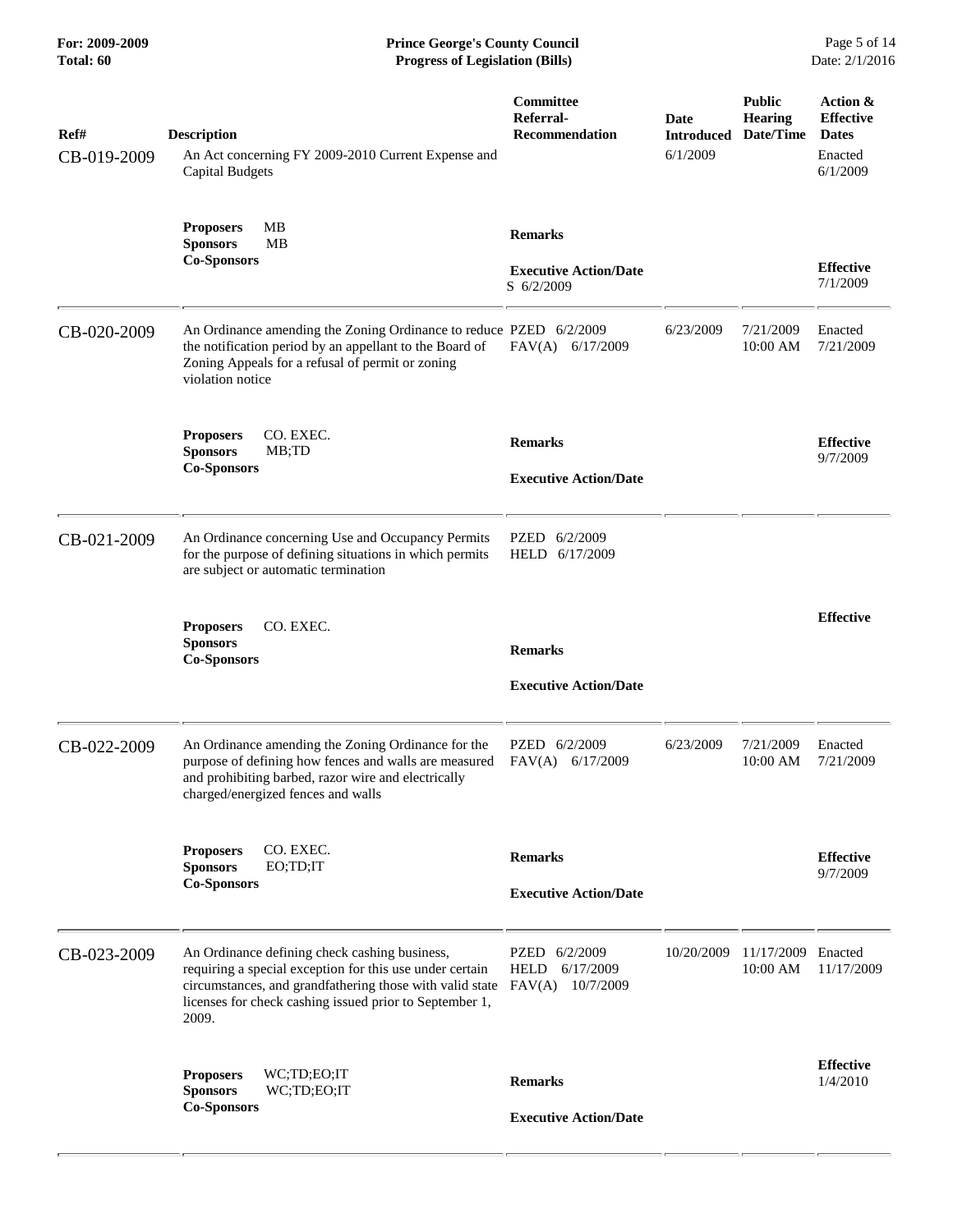| Ref# | Description | Committee Referral-Recommendation | Date Introduced | Public Hearing Date/Time | Action & Effective Dates |
|---|---|---|---|---|---|
| CB-019-2009 | An Act concerning FY 2009-2010 Current Expense and Capital Budgets | | 6/1/2009 | | Enacted 6/1/2009 |
| | **Proposers** MB<br>**Sponsors** MB<br>**Co-Sponsors** | **Remarks**<br><br>**Executive Action/Date**<br>S 6/2/2009 | | | **Effective** 7/1/2009 |
| CB-020-2009 | An Ordinance amending the Zoning Ordinance to reduce the notification period by an appellant to the Board of Zoning Appeals for a refusal of permit or zoning violation notice | PZED 6/2/2009<br>FAV(A) 6/17/2009 | 6/23/2009 | 7/21/2009 10:00 AM | Enacted 7/21/2009 |
| | **Proposers** CO. EXEC.<br>**Sponsors** MB;TD<br>**Co-Sponsors** | **Remarks**<br><br>**Executive Action/Date** | | | **Effective** 9/7/2009 |
| CB-021-2009 | An Ordinance concerning Use and Occupancy Permits for the purpose of defining situations in which permits are subject or automatic termination | PZED 6/2/2009<br>HELD 6/17/2009 | | | |
| | **Proposers** CO. EXEC.<br>**Sponsors**<br>**Co-Sponsors** | **Remarks**<br><br>**Executive Action/Date** | | | **Effective** |
| CB-022-2009 | An Ordinance amending the Zoning Ordinance for the purpose of defining how fences and walls are measured and prohibiting barbed, razor wire and electrically charged/energized fences and walls | PZED 6/2/2009<br>FAV(A) 6/17/2009 | 6/23/2009 | 7/21/2009 10:00 AM | Enacted 7/21/2009 |
| | **Proposers** CO. EXEC.<br>**Sponsors** EO;TD;IT<br>**Co-Sponsors** | **Remarks**<br><br>**Executive Action/Date** | | | **Effective** 9/7/2009 |
| CB-023-2009 | An Ordinance defining check cashing business, requiring a special exception for this use under certain circumstances, and grandfathering those with valid state licenses for check cashing issued prior to September 1, 2009. | PZED 6/2/2009<br>HELD 6/17/2009<br>FAV(A) 10/7/2009 | 10/20/2009 | 11/17/2009 10:00 AM | Enacted 11/17/2009 |
| | **Proposers** WC;TD;EO;IT<br>**Sponsors** WC;TD;EO;IT<br>**Co-Sponsors** | **Remarks**<br><br>**Executive Action/Date** | | | **Effective** 1/4/2010 |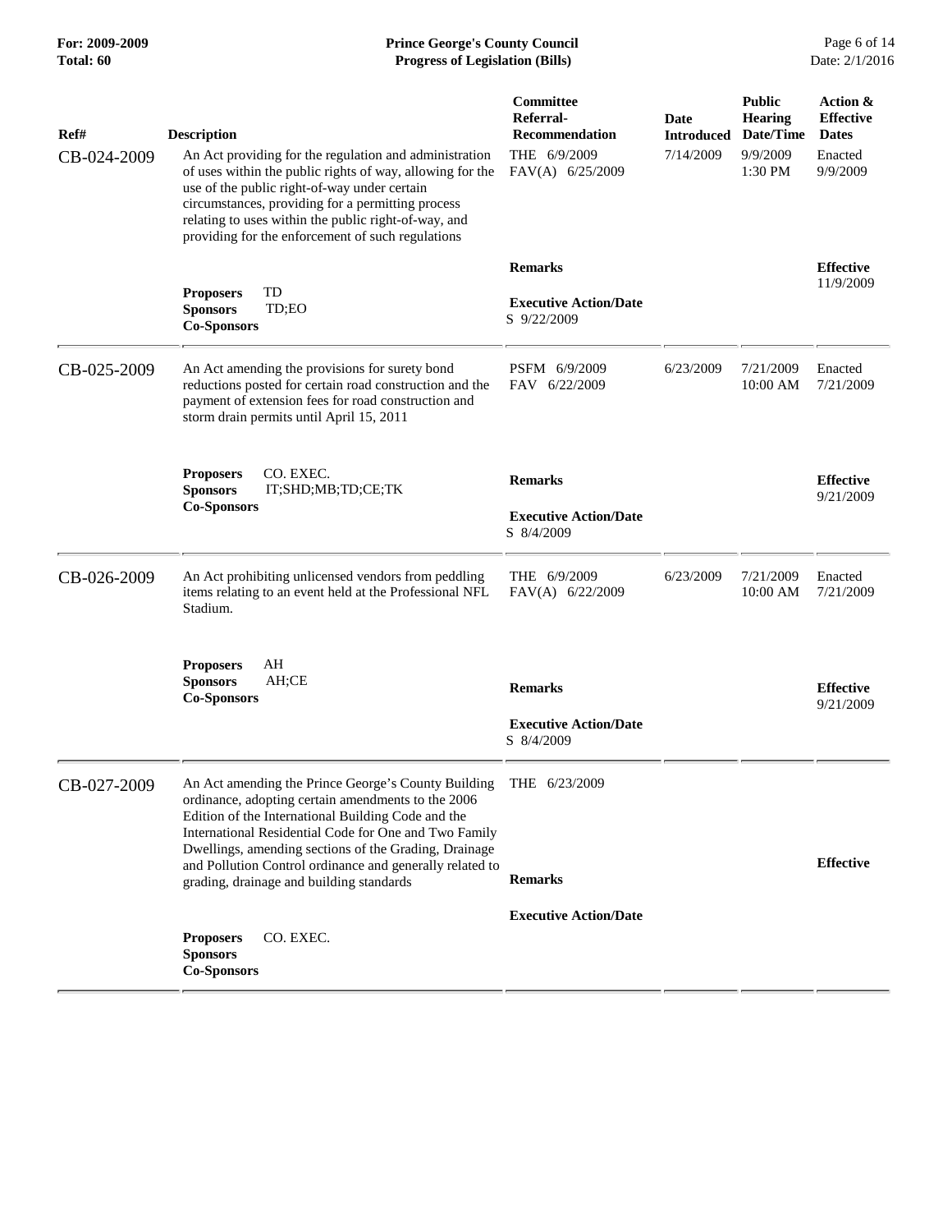| Ref# | Description | Committee Referral-Recommendation | Date Introduced | Public Hearing Date/Time | Action & Effective Dates |
|---|---|---|---|---|---|
| CB-024-2009 | An Act providing for the regulation and administration of uses within the public rights of way, allowing for the use of the public right-of-way under certain circumstances, providing for a permitting process relating to uses within the public right-of-way, and providing for the enforcement of such regulations | THE 6/9/2009 FAV(A) 6/25/2009 | 7/14/2009 | 9/9/2009 1:30 PM | Enacted 9/9/2009 |
| | **Proposers** TD **Sponsors** TD;EO **Co-Sponsors** | **Remarks** **Executive Action/Date** S 9/22/2009 | | | **Effective** 11/9/2009 |
| CB-025-2009 | An Act amending the provisions for surety bond reductions posted for certain road construction and the payment of extension fees for road construction and storm drain permits until April 15, 2011 | PSFM 6/9/2009 FAV 6/22/2009 | 6/23/2009 | 7/21/2009 10:00 AM | Enacted 7/21/2009 |
| | **Proposers** CO. EXEC. **Sponsors** IT;SHD;MB;TD;CE;TK **Co-Sponsors** | **Remarks** **Executive Action/Date** S 8/4/2009 | | | **Effective** 9/21/2009 |
| CB-026-2009 | An Act prohibiting unlicensed vendors from peddling items relating to an event held at the Professional NFL Stadium. | THE 6/9/2009 FAV(A) 6/22/2009 | 6/23/2009 | 7/21/2009 10:00 AM | Enacted 7/21/2009 |
| | **Proposers** AH **Sponsors** AH;CE **Co-Sponsors** | **Remarks** **Executive Action/Date** S 8/4/2009 | | | **Effective** 9/21/2009 |
| CB-027-2009 | An Act amending the Prince George's County Building ordinance, adopting certain amendments to the 2006 Edition of the International Building Code and the International Residential Code for One and Two Family Dwellings, amending sections of the Grading, Drainage and Pollution Control ordinance and generally related to grading, drainage and building standards | THE 6/23/2009 | | | |
| | **Proposers** CO. EXEC. **Sponsors** **Co-Sponsors** | **Remarks** **Executive Action/Date** | | | **Effective** |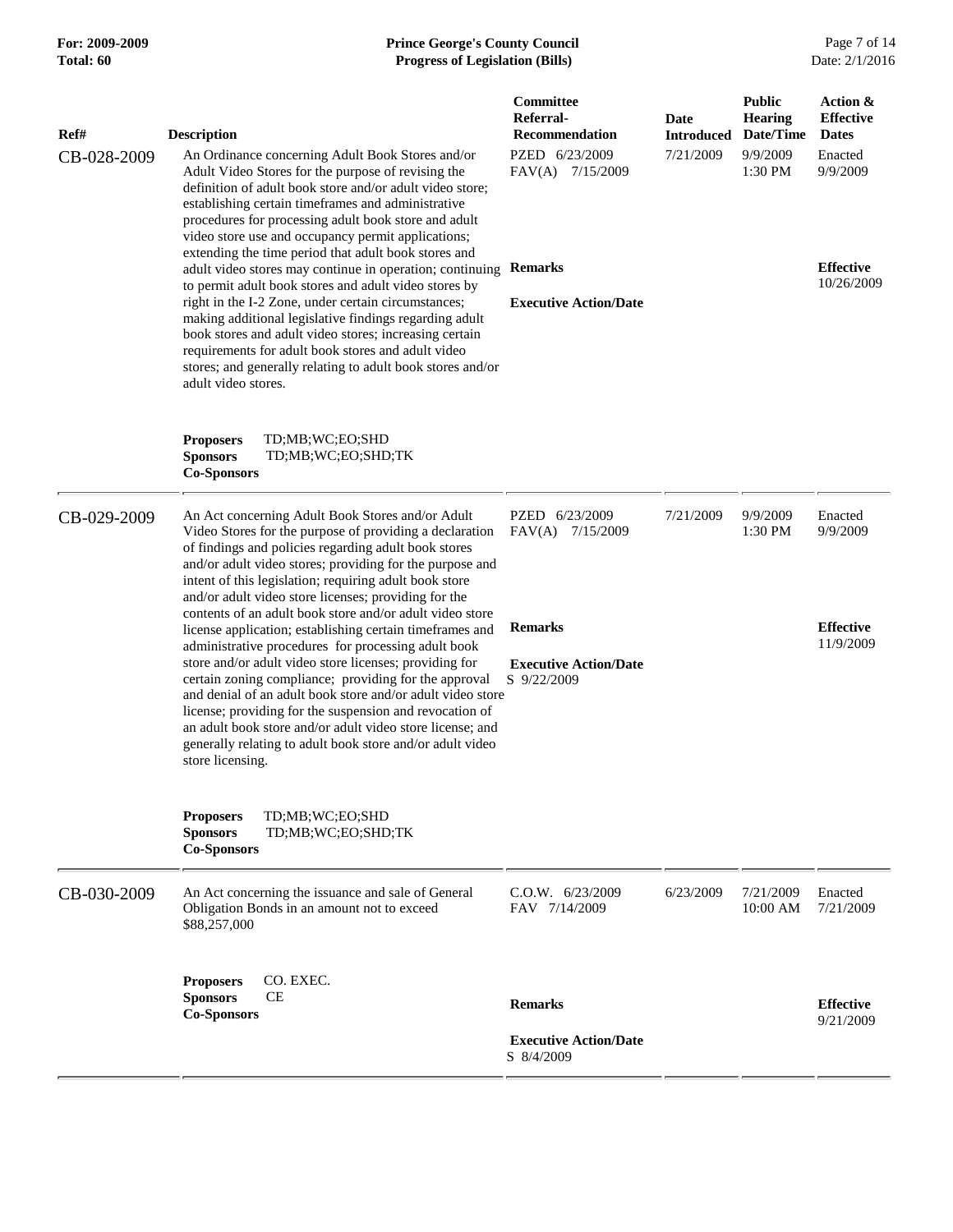| Ref# | Description | Committee Referral-Recommendation | Date Introduced | Public Hearing Date/Time | Action & Effective Dates |
|---|---|---|---|---|---|
| CB-028-2009 | An Ordinance concerning Adult Book Stores and/or Adult Video Stores for the purpose of revising the definition of adult book store and/or adult video store; establishing certain timeframes and administrative procedures for processing adult book store and adult video store use and occupancy permit applications; extending the time period that adult book stores and adult video stores may continue in operation; continuing to permit adult book stores and adult video stores by right in the I-2 Zone, under certain circumstances; making additional legislative findings regarding adult book stores and adult video stores; increasing certain requirements for adult book stores and adult video stores; and generally relating to adult book stores and/or adult video stores. <br><br> **Proposers** TD;MB;WC;EO;SHD <br> **Sponsors** TD;MB;WC;EO;SHD;TK <br> **Co-Sponsors** | PZED 6/23/2009 <br> FAV(A) 7/15/2009 <br><br> **Remarks** <br><br> **Executive Action/Date** | 7/21/2009 | 9/9/2009 1:30 PM | Enacted 9/9/2009 <br><br> **Effective** 10/26/2009 |
| CB-029-2009 | An Act concerning Adult Book Stores and/or Adult Video Stores for the purpose of providing a declaration of findings and policies regarding adult book stores and/or adult video stores; providing for the purpose and intent of this legislation; requiring adult book store and/or adult video store licenses; providing for the contents of an adult book store and/or adult video store license application; establishing certain timeframes and administrative procedures for processing adult book store and/or adult video store licenses; providing for certain zoning compliance; providing for the approval and denial of an adult book store and/or adult video store license; providing for the suspension and revocation of an adult book store and/or adult video store license; and generally relating to adult book store and/or adult video store licensing. <br><br> **Proposers** TD;MB;WC;EO;SHD <br> **Sponsors** TD;MB;WC;EO;SHD;TK <br> **Co-Sponsors** | PZED 6/23/2009 <br> FAV(A) 7/15/2009 <br><br> **Remarks** <br><br> **Executive Action/Date** <br> S 9/22/2009 | 7/21/2009 | 9/9/2009 1:30 PM | Enacted 9/9/2009 <br><br> **Effective** 11/9/2009 |
| CB-030-2009 | An Act concerning the issuance and sale of General Obligation Bonds in an amount not to exceed $88,257,000 <br><br> **Proposers** CO. EXEC. <br> **Sponsors** CE <br> **Co-Sponsors** | C.O.W. 6/23/2009 <br> FAV 7/14/2009 <br><br> **Remarks** <br><br> **Executive Action/Date** <br> S 8/4/2009 | 6/23/2009 | 7/21/2009 10:00 AM | Enacted 7/21/2009 <br><br> **Effective** 9/21/2009 |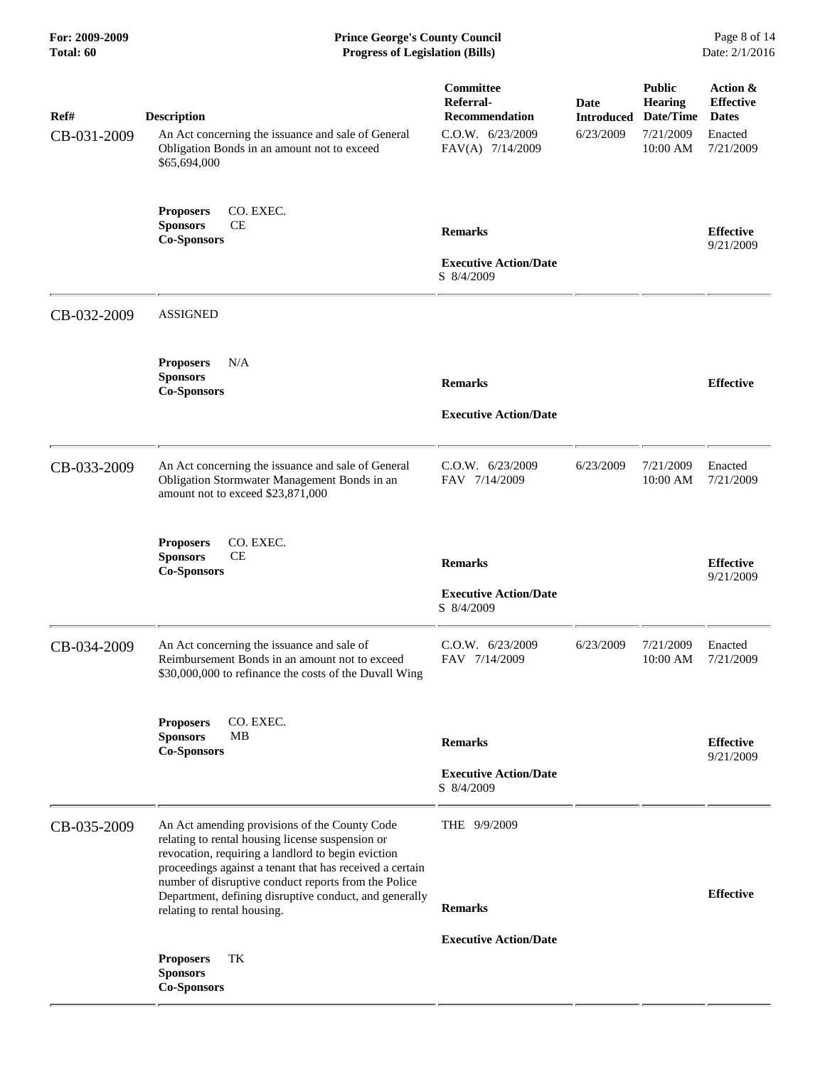| Ref# | Description | Committee Referral-Recommendation | Date Introduced | Public Hearing Date/Time | Action & Effective Dates |
|---|---|---|---|---|---|
| CB-031-2009 | An Act concerning the issuance and sale of General Obligation Bonds in an amount not to exceed $65,694,000 | C.O.W. 6/23/2009<br>FAV(A) 7/14/2009 | 6/23/2009 | 7/21/2009 10:00 AM | Enacted 7/21/2009 |
| | **Proposers** CO. EXEC.<br>**Sponsors** CE<br>**Co-Sponsors** | **Remarks**<br><br>**Executive Action/Date**<br>S 8/4/2009 | | | **Effective** 9/21/2009 |
| CB-032-2009 | ASSIGNED | | | | |
| | **Proposers** N/A<br>**Sponsors**<br>**Co-Sponsors** | **Remarks**<br><br>**Executive Action/Date** | | | **Effective** |
| CB-033-2009 | An Act concerning the issuance and sale of General Obligation Stormwater Management Bonds in an amount not to exceed $23,871,000 | C.O.W. 6/23/2009<br>FAV 7/14/2009 | 6/23/2009 | 7/21/2009 10:00 AM | Enacted 7/21/2009 |
| | **Proposers** CO. EXEC.<br>**Sponsors** CE<br>**Co-Sponsors** | **Remarks**<br><br>**Executive Action/Date**<br>S 8/4/2009 | | | **Effective** 9/21/2009 |
| CB-034-2009 | An Act concerning the issuance and sale of Reimbursement Bonds in an amount not to exceed $30,000,000 to refinance the costs of the Duvall Wing | C.O.W. 6/23/2009<br>FAV 7/14/2009 | 6/23/2009 | 7/21/2009 10:00 AM | Enacted 7/21/2009 |
| | **Proposers** CO. EXEC.<br>**Sponsors** MB<br>**Co-Sponsors** | **Remarks**<br><br>**Executive Action/Date**<br>S 8/4/2009 | | | **Effective** 9/21/2009 |
| CB-035-2009 | An Act amending provisions of the County Code relating to rental housing license suspension or revocation, requiring a landlord to begin eviction proceedings against a tenant that has received a certain number of disruptive conduct reports from the Police Department, defining disruptive conduct, and generally relating to rental housing. | THE 9/9/2009 | | | |
| | **Proposers** TK<br>**Sponsors**<br>**Co-Sponsors** | **Remarks**<br><br>**Executive Action/Date** | | | **Effective** |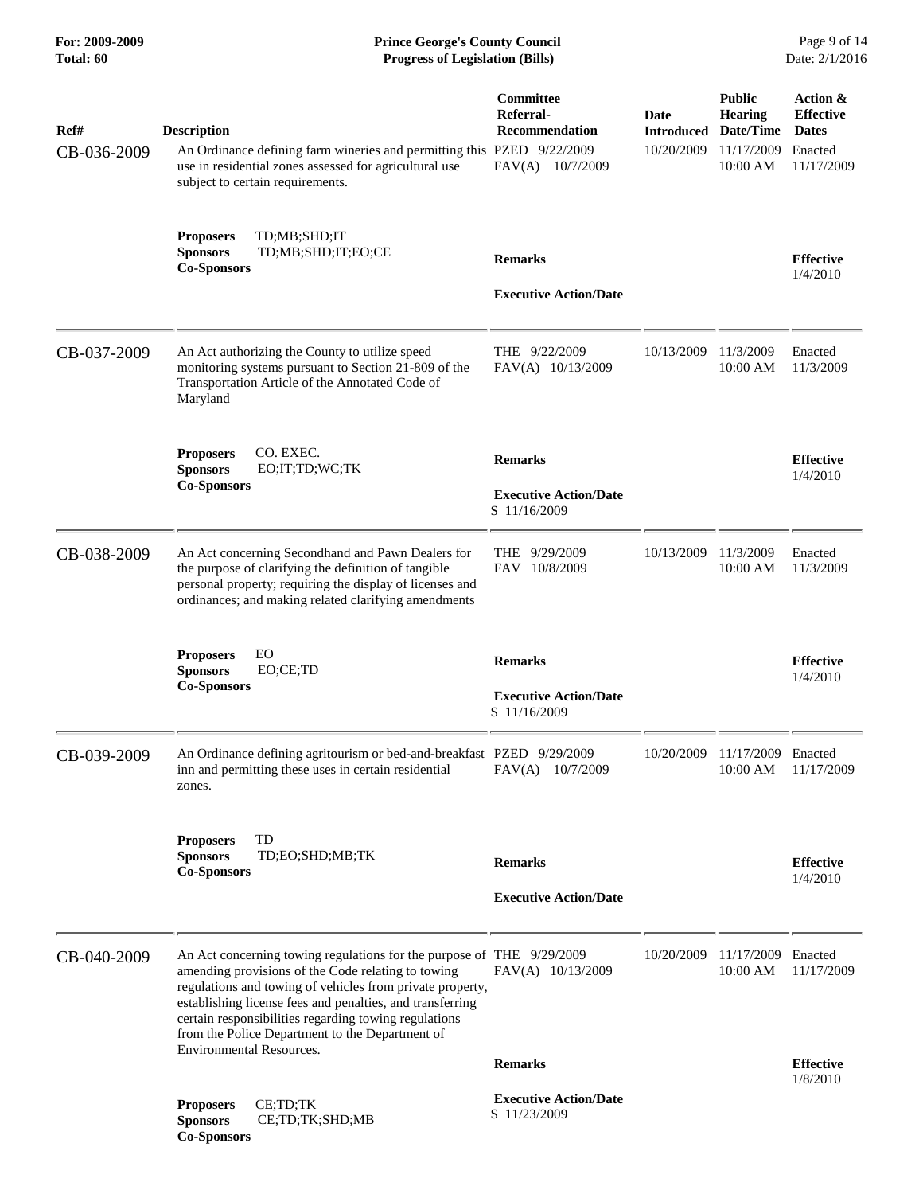| Ref# | Description | Committee Referral-Recommendation | Date Introduced | Public Hearing Date/Time | Action & Effective Dates |
|---|---|---|---|---|---|
| CB-036-2009 | An Ordinance defining farm wineries and permitting this use in residential zones assessed for agricultural use subject to certain requirements. | PZED 9/22/2009<br>FAV(A) 10/7/2009 | 10/20/2009 | 11/17/2009<br>10:00 AM | Enacted<br>11/17/2009 |
| | **Proposers** TD;MB;SHD;IT<br>**Sponsors** TD;MB;SHD;IT;EO;CE<br>**Co-Sponsors** | **Remarks**<br><br>**Executive Action/Date** | | | **Effective**<br>1/4/2010 |
| CB-037-2009 | An Act authorizing the County to utilize speed monitoring systems pursuant to Section 21-809 of the Transportation Article of the Annotated Code of Maryland | THE 9/22/2009<br>FAV(A) 10/13/2009 | 10/13/2009 | 11/3/2009<br>10:00 AM | Enacted<br>11/3/2009 |
| | **Proposers** CO. EXEC.<br>**Sponsors** EO;IT;TD;WC;TK<br>**Co-Sponsors** | **Remarks**<br><br>**Executive Action/Date**<br>S 11/16/2009 | | | **Effective**<br>1/4/2010 |
| CB-038-2009 | An Act concerning Secondhand and Pawn Dealers for the purpose of clarifying the definition of tangible personal property; requiring the display of licenses and ordinances; and making related clarifying amendments | THE 9/29/2009<br>FAV 10/8/2009 | 10/13/2009 | 11/3/2009<br>10:00 AM | Enacted<br>11/3/2009 |
| | **Proposers** EO<br>**Sponsors** EO;CE;TD<br>**Co-Sponsors** | **Remarks**<br><br>**Executive Action/Date**<br>S 11/16/2009 | | | **Effective**<br>1/4/2010 |
| CB-039-2009 | An Ordinance defining agritourism or bed-and-breakfast inn and permitting these uses in certain residential zones. | PZED 9/29/2009<br>FAV(A) 10/7/2009 | 10/20/2009 | 11/17/2009<br>10:00 AM | Enacted<br>11/17/2009 |
| | **Proposers** TD<br>**Sponsors** TD;EO;SHD;MB;TK<br>**Co-Sponsors** | **Remarks**<br><br>**Executive Action/Date** | | | **Effective**<br>1/4/2010 |
| CB-040-2009 | An Act concerning towing regulations for the purpose of amending provisions of the Code relating to towing regulations and towing of vehicles from private property, establishing license fees and penalties, and transferring certain responsibilities regarding towing regulations from the Police Department to the Department of Environmental Resources. | THE 9/29/2009<br>FAV(A) 10/13/2009 | 10/20/2009 | 11/17/2009<br>10:00 AM | Enacted<br>11/17/2009 |
| | **Proposers** CE;TD;TK<br>**Sponsors** CE;TD;TK;SHD;MB<br>**Co-Sponsors** | **Remarks**<br><br>**Executive Action/Date**<br>S 11/23/2009 | | | **Effective**<br>1/8/2010 |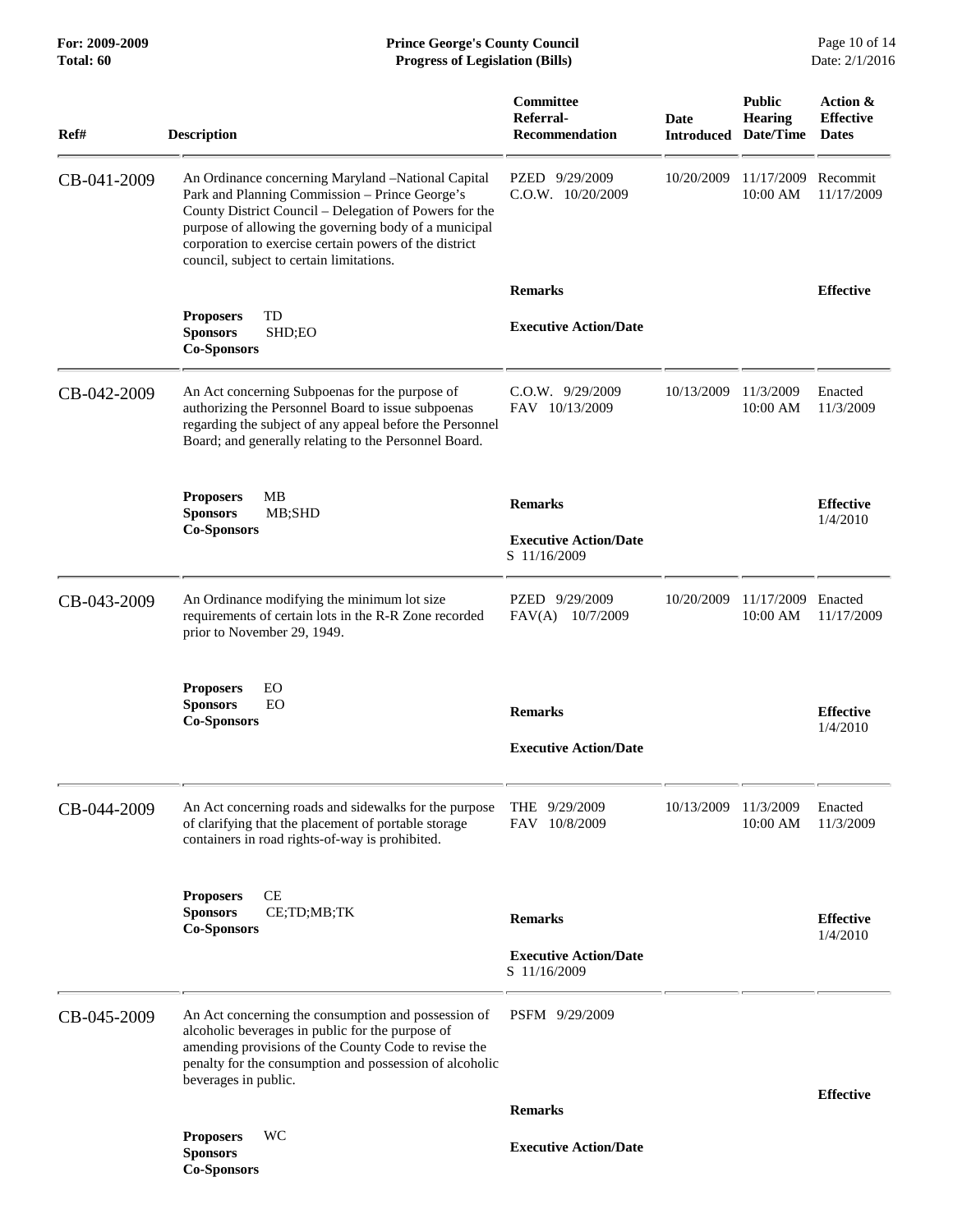| Ref# | Description | Committee Referral-Recommendation | Date Introduced | Public Hearing Date/Time | Action & Effective Dates |
|---|---|---|---|---|---|
| CB-041-2009 | An Ordinance concerning Maryland –National Capital Park and Planning Commission – Prince George's County District Council – Delegation of Powers for the purpose of allowing the governing body of a municipal corporation to exercise certain powers of the district council, subject to certain limitations. | PZED 9/29/2009<br>C.O.W. 10/20/2009 | 10/20/2009 | 11/17/2009 10:00 AM | Recommit 11/17/2009 |
| | **Proposers** TD<br>**Sponsors** SHD;EO<br>**Co-Sponsors** | **Remarks**<br><br>**Executive Action/Date** | | | **Effective** |
| CB-042-2009 | An Act concerning Subpoenas for the purpose of authorizing the Personnel Board to issue subpoenas regarding the subject of any appeal before the Personnel Board; and generally relating to the Personnel Board. | C.O.W. 9/29/2009<br>FAV 10/13/2009 | 10/13/2009 | 11/3/2009 10:00 AM | Enacted 11/3/2009 |
| | **Proposers** MB<br>**Sponsors** MB;SHD<br>**Co-Sponsors** | **Remarks**<br><br>**Executive Action/Date**<br>S 11/16/2009 | | | **Effective** 1/4/2010 |
| CB-043-2009 | An Ordinance modifying the minimum lot size requirements of certain lots in the R-R Zone recorded prior to November 29, 1949. | PZED 9/29/2009<br>FAV(A) 10/7/2009 | 10/20/2009 | 11/17/2009 10:00 AM | Enacted 11/17/2009 |
| | **Proposers** EO<br>**Sponsors** EO<br>**Co-Sponsors** | **Remarks**<br><br>**Executive Action/Date** | | | **Effective** 1/4/2010 |
| CB-044-2009 | An Act concerning roads and sidewalks for the purpose of clarifying that the placement of portable storage containers in road rights-of-way is prohibited. | THE 9/29/2009<br>FAV 10/8/2009 | 10/13/2009 | 11/3/2009 10:00 AM | Enacted 11/3/2009 |
| | **Proposers** CE<br>**Sponsors** CE;TD;MB;TK<br>**Co-Sponsors** | **Remarks**<br><br>**Executive Action/Date**<br>S 11/16/2009 | | | **Effective** 1/4/2010 |
| CB-045-2009 | An Act concerning the consumption and possession of alcoholic beverages in public for the purpose of amending provisions of the County Code to revise the penalty for the consumption and possession of alcoholic beverages in public. | PSFM 9/29/2009 | | | |
| | **Proposers** WC<br>**Sponsors**<br>**Co-Sponsors** | **Remarks**<br><br>**Executive Action/Date** | | | **Effective** |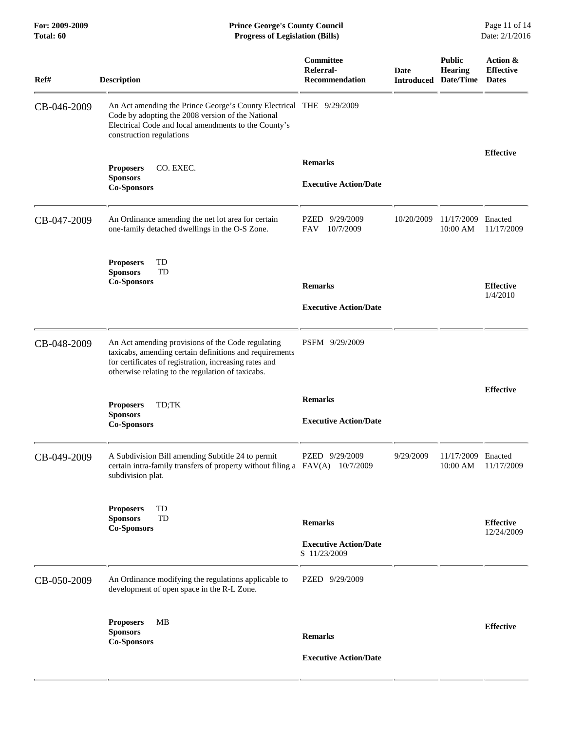| Ref# | Description | Committee Referral-Recommendation | Date Introduced | Public Hearing Date/Time | Action & Effective Dates |
|---|---|---|---|---|---|
| CB-046-2009 | An Act amending the Prince George's County Electrical Code by adopting the 2008 version of the National Electrical Code and local amendments to the County's construction regulations | THE 9/29/2009 | | | |
| | **Proposers** CO. EXEC.<br>**Sponsors**<br>**Co-Sponsors** | **Remarks**<br><br>**Executive Action/Date** | | | **Effective** |
| CB-047-2009 | An Ordinance amending the net lot area for certain one-family detached dwellings in the O-S Zone. | PZED 9/29/2009<br>FAV 10/7/2009 | 10/20/2009 | 11/17/2009 10:00 AM | Enacted 11/17/2009 |
| | **Proposers** TD<br>**Sponsors** TD<br>**Co-Sponsors** | **Remarks**<br><br>**Executive Action/Date** | | | **Effective** 1/4/2010 |
| CB-048-2009 | An Act amending provisions of the Code regulating taxicabs, amending certain definitions and requirements for certificates of registration, increasing rates and otherwise relating to the regulation of taxicabs. | PSFM 9/29/2009 | | | |
| | **Proposers** TD;TK<br>**Sponsors**<br>**Co-Sponsors** | **Remarks**<br><br>**Executive Action/Date** | | | **Effective** |
| CB-049-2009 | A Subdivision Bill amending Subtitle 24 to permit certain intra-family transfers of property without filing a subdivision plat. | PZED 9/29/2009<br>FAV(A) 10/7/2009 | 9/29/2009 | 11/17/2009 10:00 AM | Enacted 11/17/2009 |
| | **Proposers** TD<br>**Sponsors** TD<br>**Co-Sponsors** | **Remarks**<br><br>**Executive Action/Date**<br>S 11/23/2009 | | | **Effective** 12/24/2009 |
| CB-050-2009 | An Ordinance modifying the regulations applicable to development of open space in the R-L Zone. | PZED 9/29/2009 | | | |
| | **Proposers** MB<br>**Sponsors**<br>**Co-Sponsors** | **Remarks**<br><br>**Executive Action/Date** | | | **Effective** |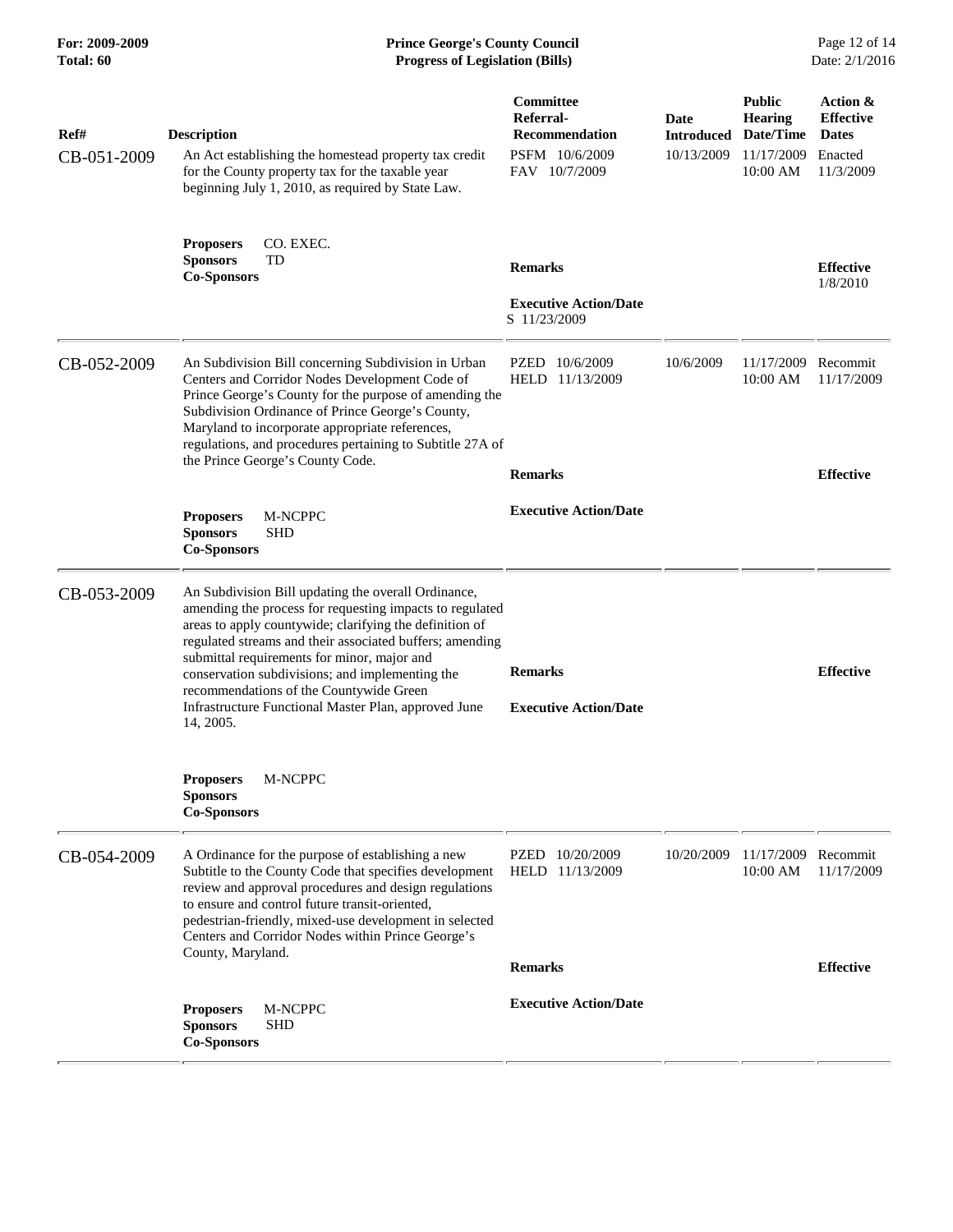| Ref# | Description | Committee Referral-Recommendation | Date Introduced | Public Hearing Date/Time | Action & Effective Dates |
|---|---|---|---|---|---|
| CB-051-2009 | An Act establishing the homestead property tax credit for the County property tax for the taxable year beginning July 1, 2010, as required by State Law. | PSFM 10/6/2009<br>FAV 10/7/2009 | 10/13/2009 | 11/17/2009<br>10:00 AM | Enacted<br>11/3/2009 |
| | **Proposers** CO. EXEC.<br>**Sponsors** TD<br>**Co-Sponsors** | **Remarks**<br><br>**Executive Action/Date**<br>S 11/23/2009 | | | **Effective**<br>1/8/2010 |
| CB-052-2009 | An Subdivision Bill concerning Subdivision in Urban Centers and Corridor Nodes Development Code of Prince George's County for the purpose of amending the Subdivision Ordinance of Prince George's County, Maryland to incorporate appropriate references, regulations, and procedures pertaining to Subtitle 27A of the Prince George's County Code. | PZED 10/6/2009<br>HELD 11/13/2009 | 10/6/2009 | 11/17/2009<br>10:00 AM | Recommit<br>11/17/2009 |
| | **Proposers** M-NCPPC<br>**Sponsors** SHD<br>**Co-Sponsors** | **Remarks**<br><br>**Executive Action/Date** | | | **Effective** |
| CB-053-2009 | An Subdivision Bill updating the overall Ordinance, amending the process for requesting impacts to regulated areas to apply countywide; clarifying the definition of regulated streams and their associated buffers; amending submittal requirements for minor, major and conservation subdivisions; and implementing the recommendations of the Countywide Green Infrastructure Functional Master Plan, approved June 14, 2005. | **Remarks**<br><br>**Executive Action/Date** | | | **Effective** |
| | **Proposers** M-NCPPC<br>**Sponsors**<br>**Co-Sponsors** | | | | |
| CB-054-2009 | A Ordinance for the purpose of establishing a new Subtitle to the County Code that specifies development review and approval procedures and design regulations to ensure and control future transit-oriented, pedestrian-friendly, mixed-use development in selected Centers and Corridor Nodes within Prince George's County, Maryland. | PZED 10/20/2009<br>HELD 11/13/2009 | 10/20/2009 | 11/17/2009<br>10:00 AM | Recommit<br>11/17/2009 |
| | **Proposers** M-NCPPC<br>**Sponsors** SHD<br>**Co-Sponsors** | **Remarks**<br><br>**Executive Action/Date** | | | **Effective** |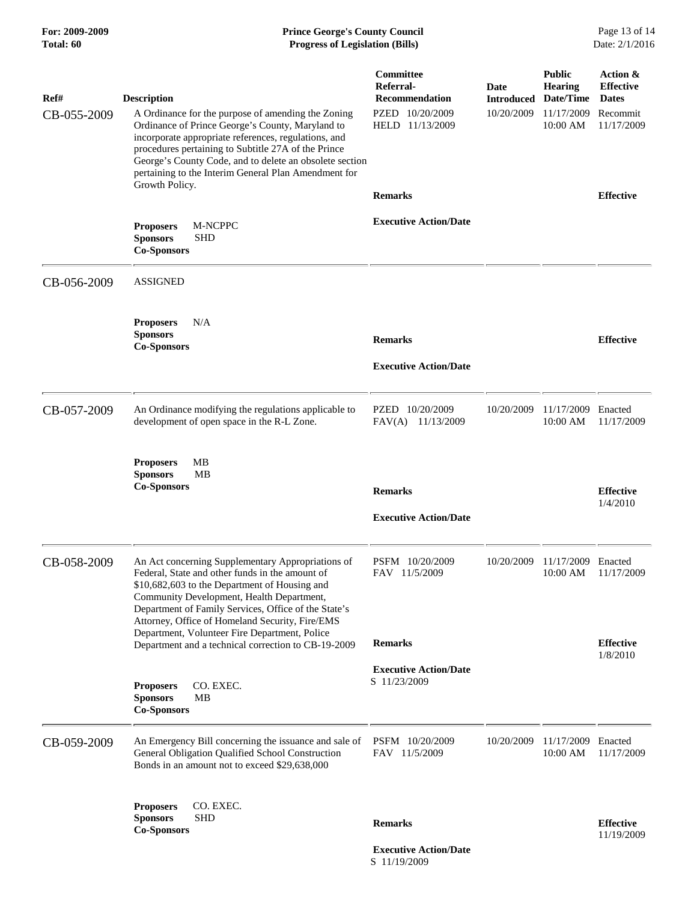| Ref# | Description | Committee Referral-Recommendation | Date Introduced | Public Hearing Date/Time | Action & Effective Dates |
|---|---|---|---|---|---|
| CB-055-2009 | A Ordinance for the purpose of amending the Zoning Ordinance of Prince George's County, Maryland to incorporate appropriate references, regulations, and procedures pertaining to Subtitle 27A of the Prince George's County Code, and to delete an obsolete section pertaining to the Interim General Plan Amendment for Growth Policy. | PZED 10/20/2009<br>HELD 11/13/2009 | 10/20/2009 | 11/17/2009 10:00 AM | Recommit 11/17/2009 |
| | **Proposers** M-NCPPC<br>**Sponsors** SHD<br>**Co-Sponsors** | **Remarks**<br><br>**Executive Action/Date** | | | **Effective** |
| CB-056-2009 | ASSIGNED | | | | |
| | **Proposers** N/A<br>**Sponsors**<br>**Co-Sponsors** | **Remarks**<br><br>**Executive Action/Date** | | | **Effective** |
| CB-057-2009 | An Ordinance modifying the regulations applicable to development of open space in the R-L Zone. | PZED 10/20/2009<br>FAV(A) 11/13/2009 | 10/20/2009 | 11/17/2009 10:00 AM | Enacted 11/17/2009 |
| | **Proposers** MB<br>**Sponsors** MB<br>**Co-Sponsors** | **Remarks**<br><br>**Executive Action/Date** | | | **Effective** 1/4/2010 |
| CB-058-2009 | An Act concerning Supplementary Appropriations of Federal, State and other funds in the amount of $10,682,603 to the Department of Housing and Community Development, Health Department, Department of Family Services, Office of the State's Attorney, Office of Homeland Security, Fire/EMS Department, Volunteer Fire Department, Police Department and a technical correction to CB-19-2009 | PSFM 10/20/2009<br>FAV 11/5/2009 | 10/20/2009 | 11/17/2009 10:00 AM | Enacted 11/17/2009 |
| | **Proposers** CO. EXEC.<br>**Sponsors** MB<br>**Co-Sponsors** | **Remarks**<br><br>**Executive Action/Date**<br>S 11/23/2009 | | | **Effective** 1/8/2010 |
| CB-059-2009 | An Emergency Bill concerning the issuance and sale of General Obligation Qualified School Construction Bonds in an amount not to exceed $29,638,000 | PSFM 10/20/2009<br>FAV 11/5/2009 | 10/20/2009 | 11/17/2009 10:00 AM | Enacted 11/17/2009 |
| | **Proposers** CO. EXEC.<br>**Sponsors** SHD<br>**Co-Sponsors** | **Remarks**<br><br>**Executive Action/Date**<br>S 11/19/2009 | | | **Effective** 11/19/2009 |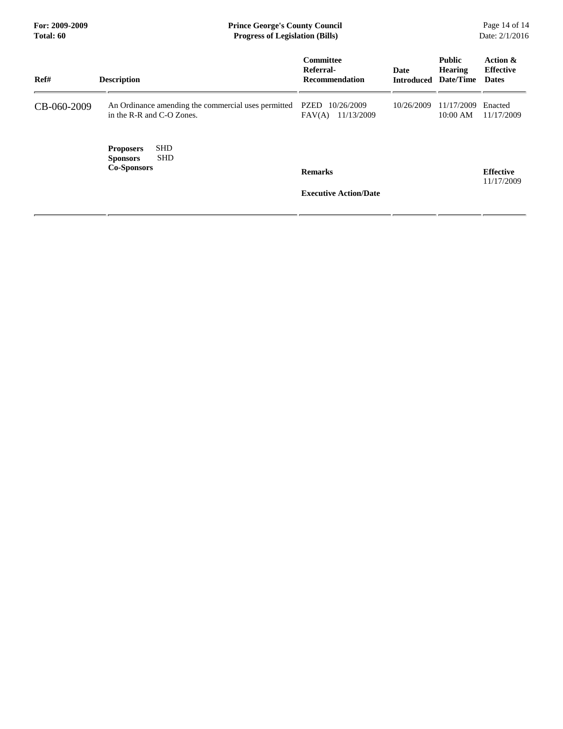| Ref# | Description | Committee Referral-Recommendation | Date Introduced | Public Hearing Date/Time | Action & Effective Dates |
|---|---|---|---|---|---|
| CB-060-2009 | An Ordinance amending the commercial uses permitted in the R-R and C-O Zones. | PZED 10/26/2009<br>FAV(A) 11/13/2009 | 10/26/2009 | 11/17/2009<br>10:00 AM | Enacted<br>11/17/2009 |
| | **Proposers** SHD<br>**Sponsors** SHD<br>**Co-Sponsors** | **Remarks**<br><br>**Executive Action/Date** | | | **Effective**<br>11/17/2009 |